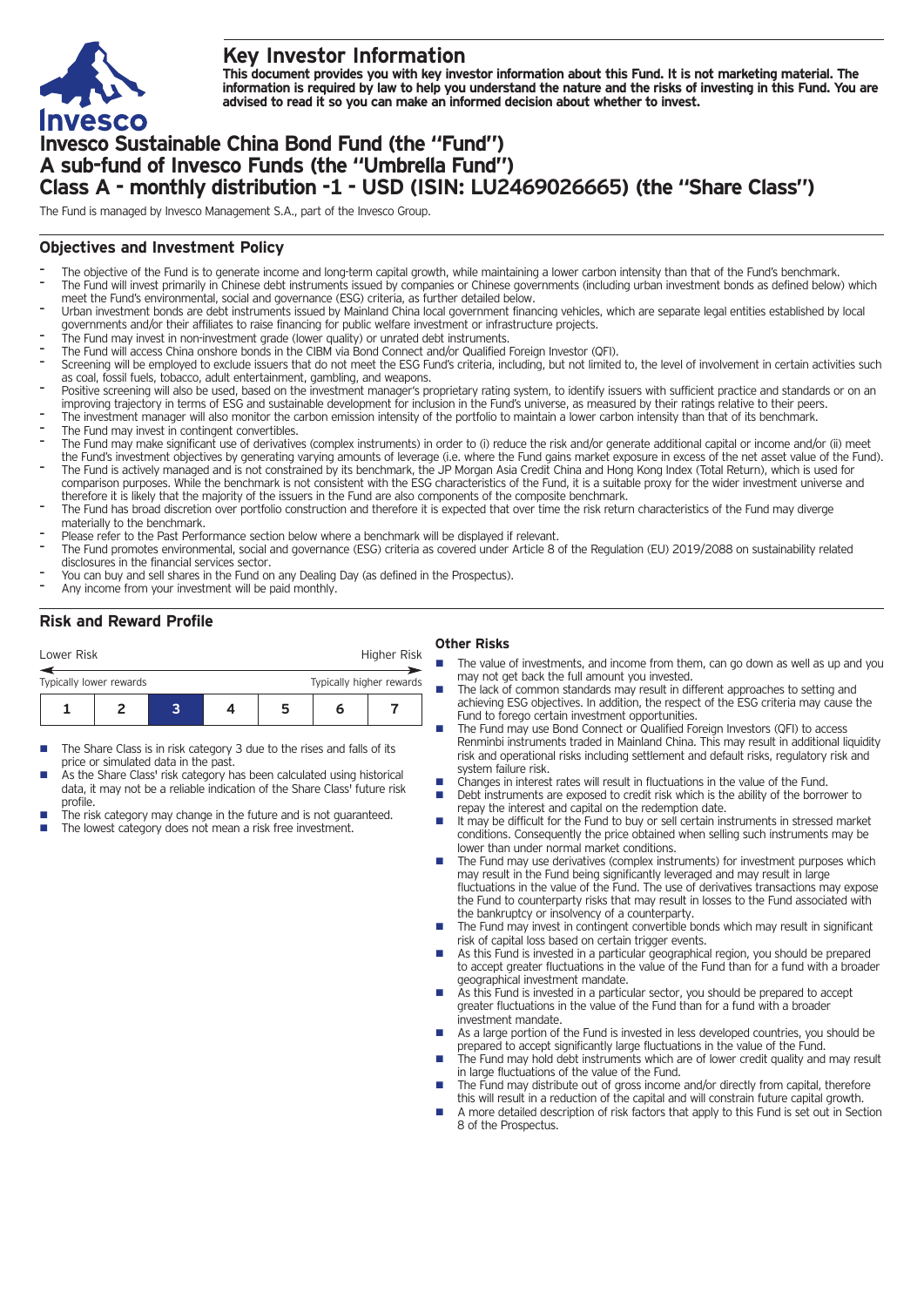# Key Investor Information

**This document provides you with key investor information about this Fund. It is not marketing material. The information is required by law to help you understand the nature and the risks of investing in this Fund. You are advised to read it so you can make an informed decision about whether to invest.**

# Invesco Sustainable China Bond Fund (the "Fund")
# A sub-fund of Invesco Funds (the "Umbrella Fund")
# Class A - monthly distribution -1 - USD (ISIN: LU2469026665) (the "Share Class")

The Fund is managed by Invesco Management S.A., part of the Invesco Group.

## Objectives and Investment Policy

- The objective of the Fund is to generate income and long-term capital growth, while maintaining a lower carbon intensity than that of the Fund's benchmark.
- The Fund will invest primarily in Chinese debt instruments issued by companies or Chinese governments (including urban investment bonds as defined below) which meet the Fund's environmental, social and governance (ESG) criteria, as further detailed below.
- Urban investment bonds are debt instruments issued by Mainland China local government financing vehicles, which are separate legal entities established by local governments and/or their affiliates to raise financing for public welfare investment or infrastructure projects.
- The Fund may invest in non-investment grade (lower quality) or unrated debt instruments.
- The Fund will access China onshore bonds in the CIBM via Bond Connect and/or Qualified Foreign Investor (QFI).
- Screening will be employed to exclude issuers that do not meet the ESG Fund's criteria, including, but not limited to, the level of involvement in certain activities such as coal, fossil fuels, tobacco, adult entertainment, gambling, and weapons.
- Positive screening will also be used, based on the investment manager's proprietary rating system, to identify issuers with sufficient practice and standards or on an improving trajectory in terms of ESG and sustainable development for inclusion in the Fund's universe, as measured by their ratings relative to their peers.
- The investment manager will also monitor the carbon emission intensity of the portfolio to maintain a lower carbon intensity than that of its benchmark.
- The Fund may invest in contingent convertibles.
- The Fund may make significant use of derivatives (complex instruments) in order to (i) reduce the risk and/or generate additional capital or income and/or (ii) meet the Fund's investment objectives by generating varying amounts of leverage (i.e. where the Fund gains market exposure in excess of the net asset value of the Fund).
- The Fund is actively managed and is not constrained by its benchmark, the JP Morgan Asia Credit China and Hong Kong Index (Total Return), which is used for comparison purposes. While the benchmark is not consistent with the ESG characteristics of the Fund, it is a suitable proxy for the wider investment universe and therefore it is likely that the majority of the issuers in the Fund are also components of the composite benchmark.
- The Fund has broad discretion over portfolio construction and therefore it is expected that over time the risk return characteristics of the Fund may diverge materially to the benchmark.
- Please refer to the Past Performance section below where a benchmark will be displayed if relevant.
- The Fund promotes environmental, social and governance (ESG) criteria as covered under Article 8 of the Regulation (EU) 2019/2088 on sustainability related disclosures in the financial services sector.
- You can buy and sell shares in the Fund on any Dealing Day (as defined in the Prospectus).
- Any income from your investment will be paid monthly.

## Risk and Reward Profile

| Lower Risk | | | | | | Higher Risk |
|---|---|---|---|---|---|---|
| Typically lower rewards | | | | | | Typically higher rewards |
| 1 | 2 | **3** | 4 | 5 | 6 | 7 |

- The Share Class is in risk category 3 due to the rises and falls of its price or simulated data in the past.
- As the Share Class' risk category has been calculated using historical data, it may not be a reliable indication of the Share Class' future risk profile.
- The risk category may change in the future and is not guaranteed.
- The lowest category does not mean a risk free investment.

### Other Risks

- The value of investments, and income from them, can go down as well as up and you may not get back the full amount you invested.
- The lack of common standards may result in different approaches to setting and achieving ESG objectives. In addition, the respect of the ESG criteria may cause the Fund to forego certain investment opportunities.
- The Fund may use Bond Connect or Qualified Foreign Investors (QFI) to access Renminbi instruments traded in Mainland China. This may result in additional liquidity risk and operational risks including settlement and default risks, regulatory risk and system failure risk.
- Changes in interest rates will result in fluctuations in the value of the Fund.
- Debt instruments are exposed to credit risk which is the ability of the borrower to repay the interest and capital on the redemption date.
- It may be difficult for the Fund to buy or sell certain instruments in stressed market conditions. Consequently the price obtained when selling such instruments may be lower than under normal market conditions.
- The Fund may use derivatives (complex instruments) for investment purposes which may result in the Fund being significantly leveraged and may result in large fluctuations in the value of the Fund. The use of derivatives transactions may expose the Fund to counterparty risks that may result in losses to the Fund associated with the bankruptcy or insolvency of a counterparty.
- The Fund may invest in contingent convertible bonds which may result in significant risk of capital loss based on certain trigger events.
- As this Fund is invested in a particular geographical region, you should be prepared to accept greater fluctuations in the value of the Fund than for a fund with a broader geographical investment mandate.
- As this Fund is invested in a particular sector, you should be prepared to accept greater fluctuations in the value of the Fund than for a fund with a broader investment mandate.
- As a large portion of the Fund is invested in less developed countries, you should be prepared to accept significantly large fluctuations in the value of the Fund.
- The Fund may hold debt instruments which are of lower credit quality and may result in large fluctuations of the value of the Fund.
- The Fund may distribute out of gross income and/or directly from capital, therefore this will result in a reduction of the capital and will constrain future capital growth.
- A more detailed description of risk factors that apply to this Fund is set out in Section 8 of the Prospectus.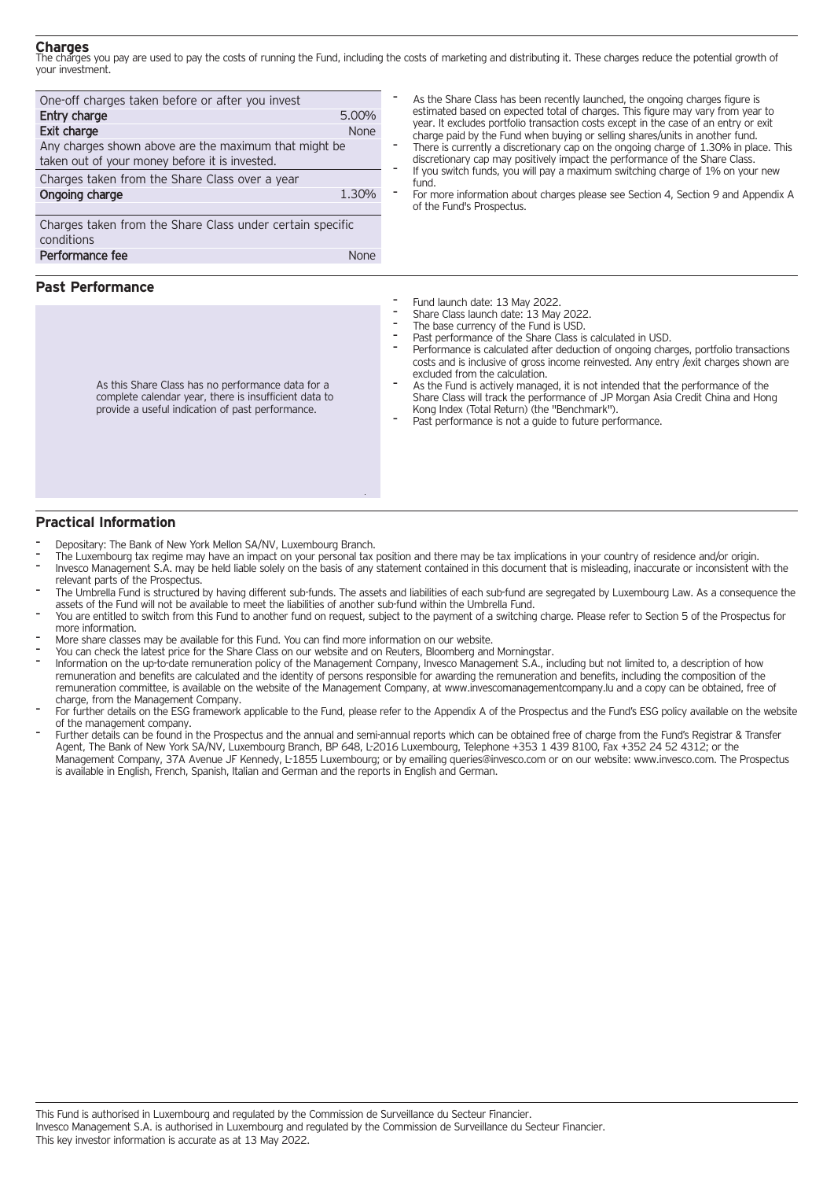## Charges

The charges you pay are used to pay the costs of running the Fund, including the costs of marketing and distributing it. These charges reduce the potential growth of your investment.

| | |
|---|---|
| One-off charges taken before or after you invest | |
| **Entry charge** | 5.00% |
| **Exit charge** | None |
| Any charges shown above are the maximum that might be taken out of your money before it is invested. | |
| Charges taken from the Share Class over a year | |
| **Ongoing charge** | 1.30% |
| Charges taken from the Share Class under certain specific conditions | |
| **Performance fee** | None |

- As the Share Class has been recently launched, the ongoing charges figure is estimated based on expected total of charges. This figure may vary from year to year. It excludes portfolio transaction costs except in the case of an entry or exit charge paid by the Fund when buying or selling shares/units in another fund.
- There is currently a discretionary cap on the ongoing charge of 1.30% in place. This discretionary cap may positively impact the performance of the Share Class.
- If you switch funds, you will pay a maximum switching charge of 1% on your new fund.
- For more information about charges please see Section 4, Section 9 and Appendix A of the Fund's Prospectus.

## Past Performance

As this Share Class has no performance data for a complete calendar year, there is insufficient data to provide a useful indication of past performance.

- Fund launch date: 13 May 2022.
- Share Class launch date: 13 May 2022.
- The base currency of the Fund is USD.
- Past performance of the Share Class is calculated in USD.
- Performance is calculated after deduction of ongoing charges, portfolio transactions costs and is inclusive of gross income reinvested. Any entry /exit charges shown are excluded from the calculation.
- As the Fund is actively managed, it is not intended that the performance of the Share Class will track the performance of JP Morgan Asia Credit China and Hong Kong Index (Total Return) (the "Benchmark").
- Past performance is not a guide to future performance.

## Practical Information

- Depositary: The Bank of New York Mellon SA/NV, Luxembourg Branch.
- The Luxembourg tax regime may have an impact on your personal tax position and there may be tax implications in your country of residence and/or origin.
- Invesco Management S.A. may be held liable solely on the basis of any statement contained in this document that is misleading, inaccurate or inconsistent with the relevant parts of the Prospectus.
- The Umbrella Fund is structured by having different sub-funds. The assets and liabilities of each sub-fund are segregated by Luxembourg Law. As a consequence the assets of the Fund will not be available to meet the liabilities of another sub-fund within the Umbrella Fund.
- You are entitled to switch from this Fund to another fund on request, subject to the payment of a switching charge. Please refer to Section 5 of the Prospectus for more information.
- More share classes may be available for this Fund. You can find more information on our website.
- You can check the latest price for the Share Class on our website and on Reuters, Bloomberg and Morningstar.
- Information on the up-to-date remuneration policy of the Management Company, Invesco Management S.A., including but not limited to, a description of how remuneration and benefits are calculated and the identity of persons responsible for awarding the remuneration and benefits, including the composition of the remuneration committee, is available on the website of the Management Company, at www.invescomanagementcompany.lu and a copy can be obtained, free of charge, from the Management Company.
- For further details on the ESG framework applicable to the Fund, please refer to the Appendix A of the Prospectus and the Fund's ESG policy available on the website of the management company.
- Further details can be found in the Prospectus and the annual and semi-annual reports which can be obtained free of charge from the Fund's Registrar & Transfer Agent, The Bank of New York SA/NV, Luxembourg Branch, BP 648, L-2016 Luxembourg, Telephone +353 1 439 8100, Fax +352 24 52 4312; or the Management Company, 37A Avenue JF Kennedy, L-1855 Luxembourg; or by emailing queries@invesco.com or on our website: www.invesco.com. The Prospectus is available in English, French, Spanish, Italian and German and the reports in English and German.

This Fund is authorised in Luxembourg and regulated by the Commission de Surveillance du Secteur Financier.
Invesco Management S.A. is authorised in Luxembourg and regulated by the Commission de Surveillance du Secteur Financier.
This key investor information is accurate as at 13 May 2022.